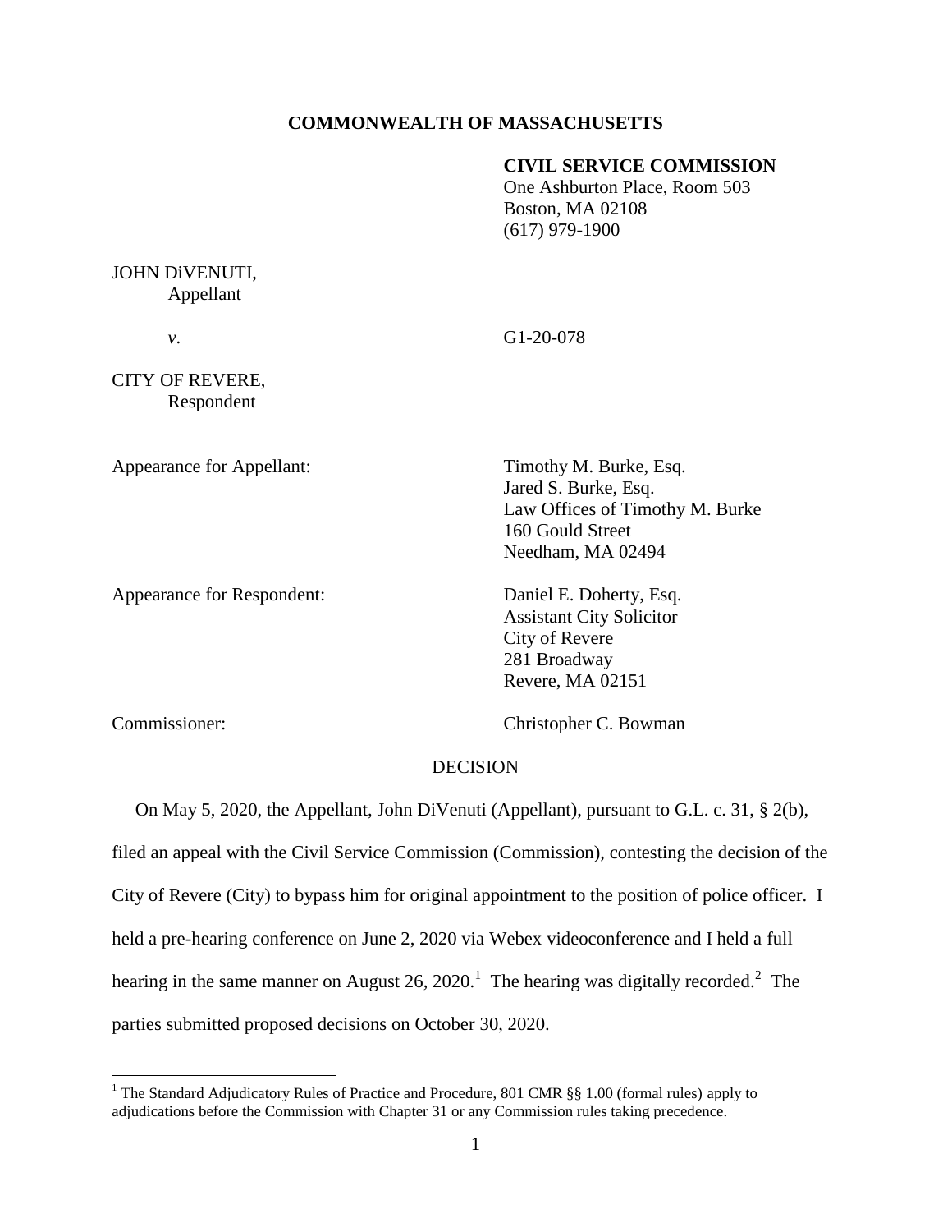**COMMONWEALTH OF MASSACHUSETTS**

**CIVIL SERVICE COMMISSION**
One Ashburton Place, Room 503
Boston, MA 02108
(617) 979-1900

JOHN DiVENUTI,
Appellant

*v.* G1-20-078

CITY OF REVERE,
Respondent

Appearance for Appellant: Timothy M. Burke, Esq.
Jared S. Burke, Esq.
Law Offices of Timothy M. Burke
160 Gould Street
Needham, MA 02494

Appearance for Respondent: Daniel E. Doherty, Esq.
Assistant City Solicitor
City of Revere
281 Broadway
Revere, MA 02151

Commissioner: Christopher C. Bowman

DECISION

On May 5, 2020, the Appellant, John DiVenuti (Appellant), pursuant to G.L. c. 31, § 2(b), filed an appeal with the Civil Service Commission (Commission), contesting the decision of the City of Revere (City) to bypass him for original appointment to the position of police officer. I held a pre-hearing conference on June 2, 2020 via Webex videoconference and I held a full hearing in the same manner on August 26, 2020.[1] The hearing was digitally recorded.[2] The parties submitted proposed decisions on October 30, 2020.

[1] The Standard Adjudicatory Rules of Practice and Procedure, 801 CMR §§ 1.00 (formal rules) apply to adjudications before the Commission with Chapter 31 or any Commission rules taking precedence.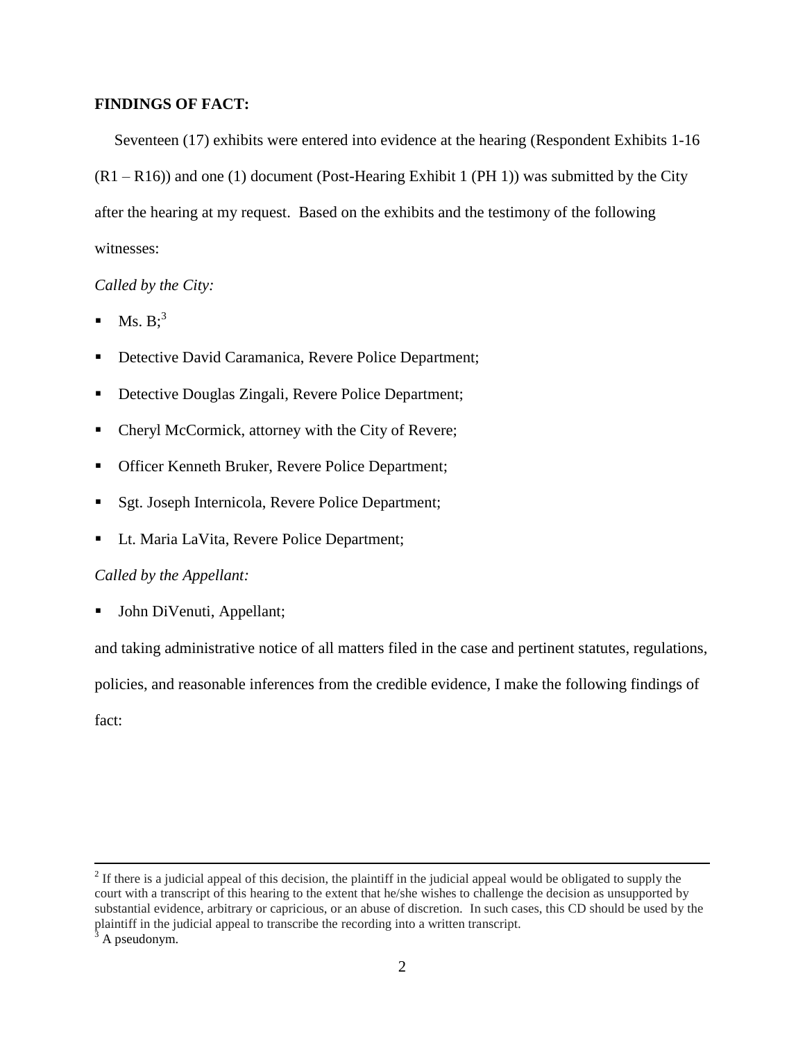**FINDINGS OF FACT:**

Seventeen (17) exhibits were entered into evidence at the hearing (Respondent Exhibits 1-16 (R1 – R16)) and one (1) document (Post-Hearing Exhibit 1 (PH 1)) was submitted by the City after the hearing at my request. Based on the exhibits and the testimony of the following witnesses:

*Called by the City:*

- Ms. B;[3]
- Detective David Caramanica, Revere Police Department;
- Detective Douglas Zingali, Revere Police Department;
- Cheryl McCormick, attorney with the City of Revere;
- Officer Kenneth Bruker, Revere Police Department;
- Sgt. Joseph Internicola, Revere Police Department;
- Lt. Maria LaVita, Revere Police Department;

*Called by the Appellant:*

- John DiVenuti, Appellant;

and taking administrative notice of all matters filed in the case and pertinent statutes, regulations, policies, and reasonable inferences from the credible evidence, I make the following findings of fact:

---

[2] If there is a judicial appeal of this decision, the plaintiff in the judicial appeal would be obligated to supply the court with a transcript of this hearing to the extent that he/she wishes to challenge the decision as unsupported by substantial evidence, arbitrary or capricious, or an abuse of discretion. In such cases, this CD should be used by the plaintiff in the judicial appeal to transcribe the recording into a written transcript.

[3] A pseudonym.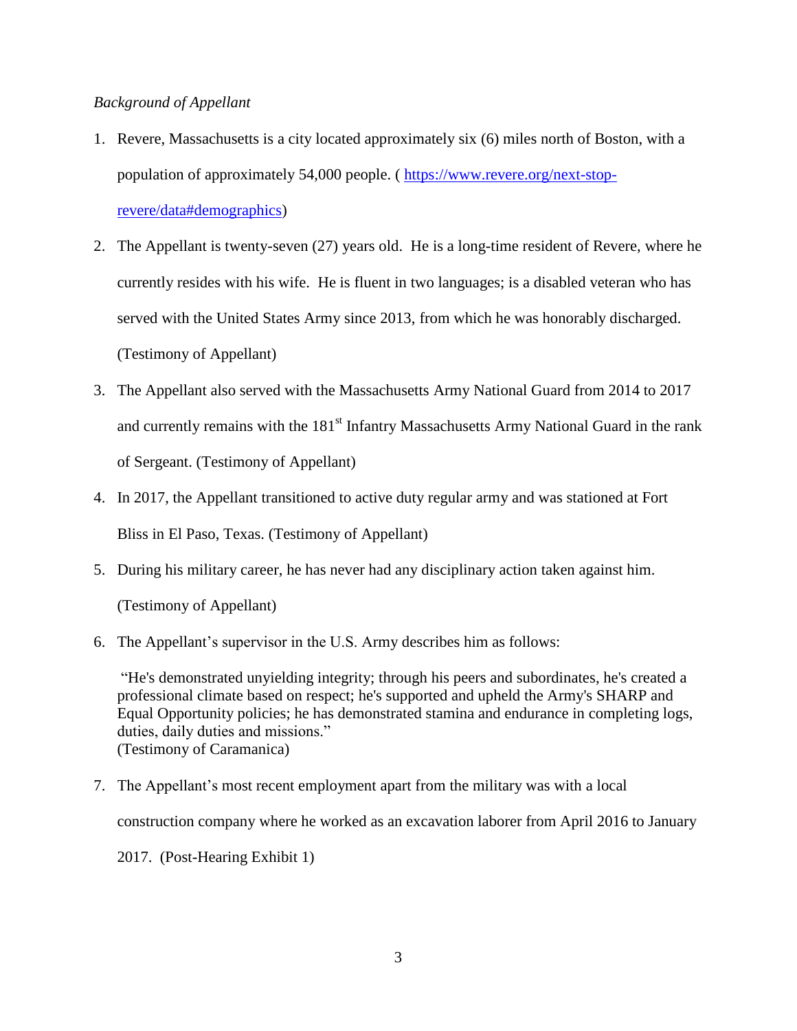*Background of Appellant*

1. Revere, Massachusetts is a city located approximately six (6) miles north of Boston, with a population of approximately 54,000 people. ( https://www.revere.org/next-stop-revere/data#demographics)

2. The Appellant is twenty-seven (27) years old. He is a long-time resident of Revere, where he currently resides with his wife. He is fluent in two languages; is a disabled veteran who has served with the United States Army since 2013, from which he was honorably discharged. (Testimony of Appellant)

3. The Appellant also served with the Massachusetts Army National Guard from 2014 to 2017 and currently remains with the 181st Infantry Massachusetts Army National Guard in the rank of Sergeant. (Testimony of Appellant)

4. In 2017, the Appellant transitioned to active duty regular army and was stationed at Fort Bliss in El Paso, Texas. (Testimony of Appellant)

5. During his military career, he has never had any disciplinary action taken against him. (Testimony of Appellant)

6. The Appellant's supervisor in the U.S. Army describes him as follows:

   "He's demonstrated unyielding integrity; through his peers and subordinates, he's created a professional climate based on respect; he's supported and upheld the Army's SHARP and Equal Opportunity policies; he has demonstrated stamina and endurance in completing logs, duties, daily duties and missions."
   (Testimony of Caramanica)

7. The Appellant's most recent employment apart from the military was with a local construction company where he worked as an excavation laborer from April 2016 to January 2017. (Post-Hearing Exhibit 1)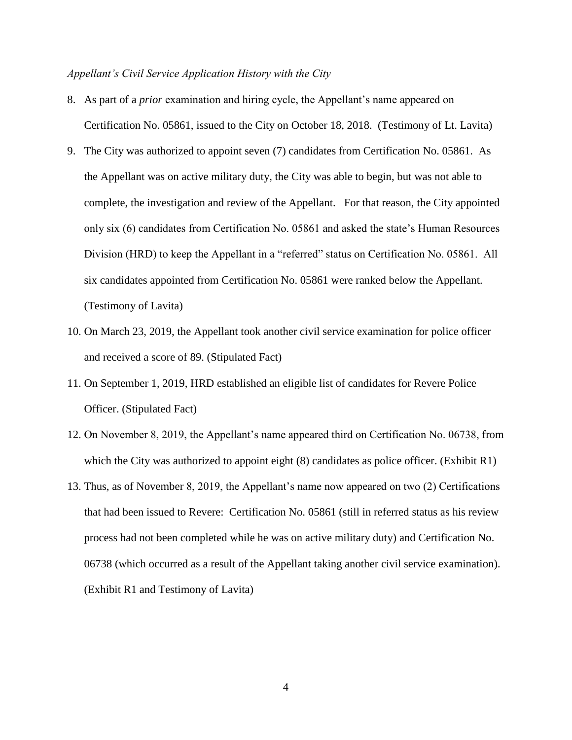*Appellant's Civil Service Application History with the City*

8. As part of a *prior* examination and hiring cycle, the Appellant's name appeared on Certification No. 05861, issued to the City on October 18, 2018. (Testimony of Lt. Lavita)
9. The City was authorized to appoint seven (7) candidates from Certification No. 05861. As the Appellant was on active military duty, the City was able to begin, but was not able to complete, the investigation and review of the Appellant. For that reason, the City appointed only six (6) candidates from Certification No. 05861 and asked the state's Human Resources Division (HRD) to keep the Appellant in a "referred" status on Certification No. 05861. All six candidates appointed from Certification No. 05861 were ranked below the Appellant. (Testimony of Lavita)
10. On March 23, 2019, the Appellant took another civil service examination for police officer and received a score of 89. (Stipulated Fact)
11. On September 1, 2019, HRD established an eligible list of candidates for Revere Police Officer. (Stipulated Fact)
12. On November 8, 2019, the Appellant's name appeared third on Certification No. 06738, from which the City was authorized to appoint eight (8) candidates as police officer. (Exhibit R1)
13. Thus, as of November 8, 2019, the Appellant's name now appeared on two (2) Certifications that had been issued to Revere: Certification No. 05861 (still in referred status as his review process had not been completed while he was on active military duty) and Certification No. 06738 (which occurred as a result of the Appellant taking another civil service examination). (Exhibit R1 and Testimony of Lavita)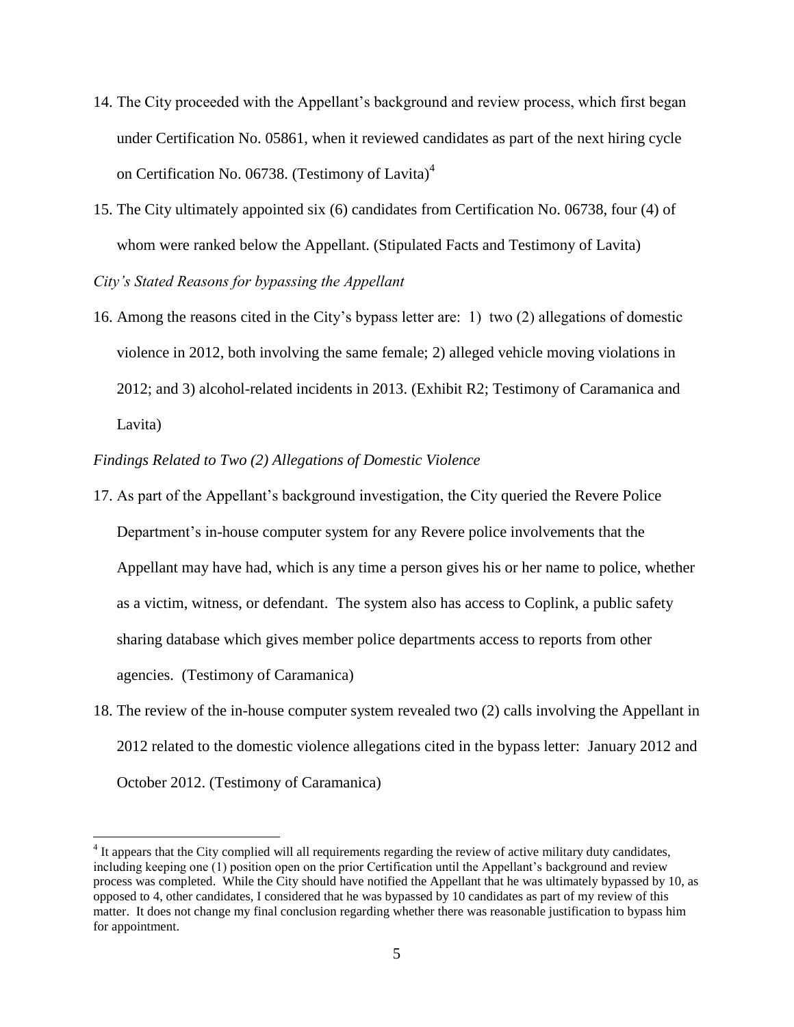14. The City proceeded with the Appellant's background and review process, which first began under Certification No. 05861, when it reviewed candidates as part of the next hiring cycle on Certification No. 06738. (Testimony of Lavita)[4]

15. The City ultimately appointed six (6) candidates from Certification No. 06738, four (4) of whom were ranked below the Appellant. (Stipulated Facts and Testimony of Lavita)

*City's Stated Reasons for bypassing the Appellant*

16. Among the reasons cited in the City's bypass letter are: 1) two (2) allegations of domestic violence in 2012, both involving the same female; 2) alleged vehicle moving violations in 2012; and 3) alcohol-related incidents in 2013. (Exhibit R2; Testimony of Caramanica and Lavita)

*Findings Related to Two (2) Allegations of Domestic Violence*

17. As part of the Appellant's background investigation, the City queried the Revere Police Department's in-house computer system for any Revere police involvements that the Appellant may have had, which is any time a person gives his or her name to police, whether as a victim, witness, or defendant. The system also has access to Coplink, a public safety sharing database which gives member police departments access to reports from other agencies. (Testimony of Caramanica)

18. The review of the in-house computer system revealed two (2) calls involving the Appellant in 2012 related to the domestic violence allegations cited in the bypass letter: January 2012 and October 2012. (Testimony of Caramanica)

---

[4] It appears that the City complied will all requirements regarding the review of active military duty candidates, including keeping one (1) position open on the prior Certification until the Appellant's background and review process was completed. While the City should have notified the Appellant that he was ultimately bypassed by 10, as opposed to 4, other candidates, I considered that he was bypassed by 10 candidates as part of my review of this matter. It does not change my final conclusion regarding whether there was reasonable justification to bypass him for appointment.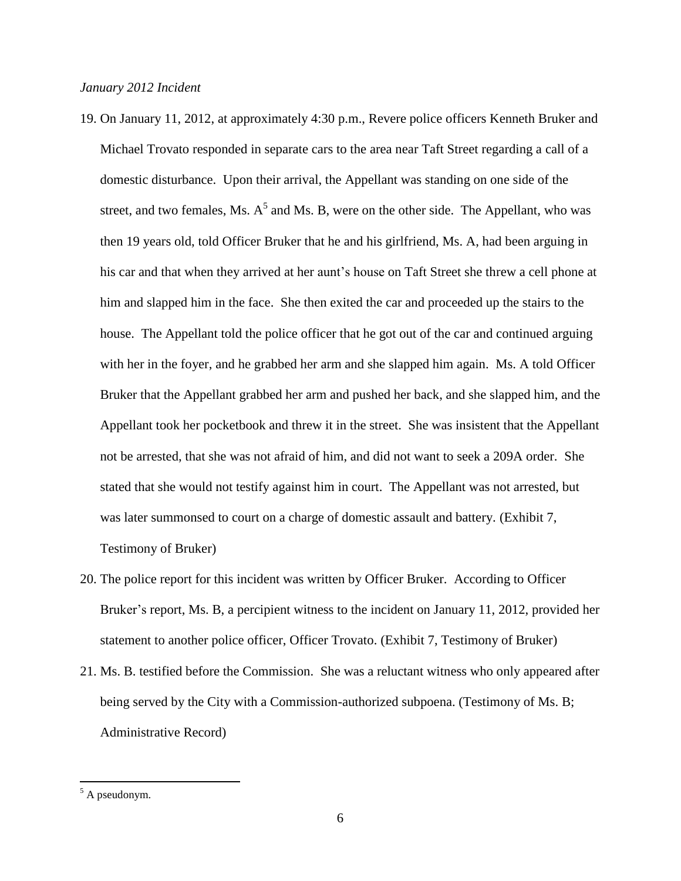*January 2012 Incident*

19. On January 11, 2012, at approximately 4:30 p.m., Revere police officers Kenneth Bruker and Michael Trovato responded in separate cars to the area near Taft Street regarding a call of a domestic disturbance. Upon their arrival, the Appellant was standing on one side of the street, and two females, Ms. A[5] and Ms. B, were on the other side. The Appellant, who was then 19 years old, told Officer Bruker that he and his girlfriend, Ms. A, had been arguing in his car and that when they arrived at her aunt's house on Taft Street she threw a cell phone at him and slapped him in the face. She then exited the car and proceeded up the stairs to the house. The Appellant told the police officer that he got out of the car and continued arguing with her in the foyer, and he grabbed her arm and she slapped him again. Ms. A told Officer Bruker that the Appellant grabbed her arm and pushed her back, and she slapped him, and the Appellant took her pocketbook and threw it in the street. She was insistent that the Appellant not be arrested, that she was not afraid of him, and did not want to seek a 209A order. She stated that she would not testify against him in court. The Appellant was not arrested, but was later summonsed to court on a charge of domestic assault and battery. (Exhibit 7, Testimony of Bruker)

20. The police report for this incident was written by Officer Bruker. According to Officer Bruker's report, Ms. B, a percipient witness to the incident on January 11, 2012, provided her statement to another police officer, Officer Trovato. (Exhibit 7, Testimony of Bruker)

21. Ms. B. testified before the Commission. She was a reluctant witness who only appeared after being served by the City with a Commission-authorized subpoena. (Testimony of Ms. B; Administrative Record)

---

[5] A pseudonym.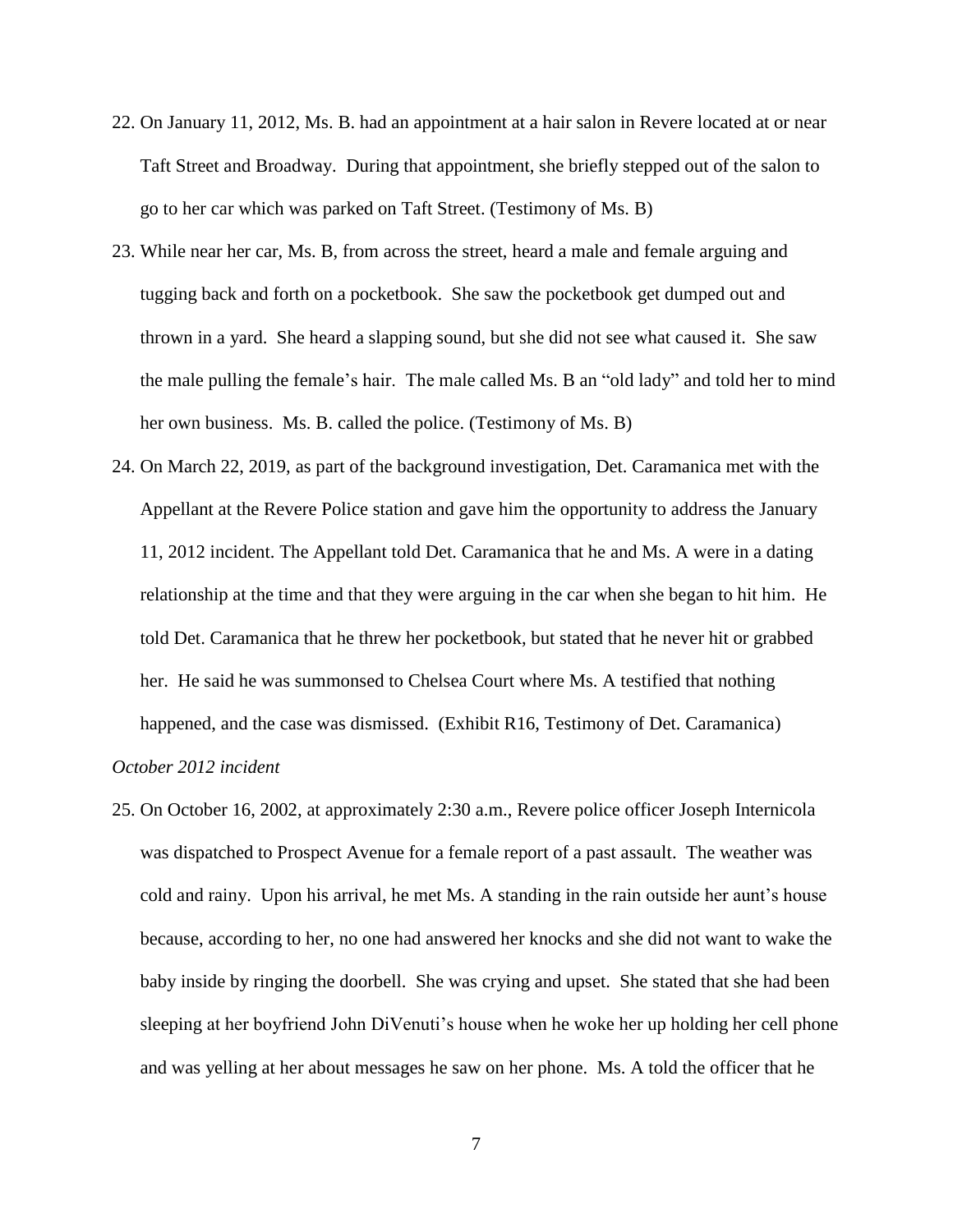22. On January 11, 2012, Ms. B. had an appointment at a hair salon in Revere located at or near Taft Street and Broadway. During that appointment, she briefly stepped out of the salon to go to her car which was parked on Taft Street. (Testimony of Ms. B)

23. While near her car, Ms. B, from across the street, heard a male and female arguing and tugging back and forth on a pocketbook. She saw the pocketbook get dumped out and thrown in a yard. She heard a slapping sound, but she did not see what caused it. She saw the male pulling the female's hair. The male called Ms. B an "old lady" and told her to mind her own business. Ms. B. called the police. (Testimony of Ms. B)

24. On March 22, 2019, as part of the background investigation, Det. Caramanica met with the Appellant at the Revere Police station and gave him the opportunity to address the January 11, 2012 incident. The Appellant told Det. Caramanica that he and Ms. A were in a dating relationship at the time and that they were arguing in the car when she began to hit him. He told Det. Caramanica that he threw her pocketbook, but stated that he never hit or grabbed her. He said he was summonsed to Chelsea Court where Ms. A testified that nothing happened, and the case was dismissed. (Exhibit R16, Testimony of Det. Caramanica)

*October 2012 incident*

25. On October 16, 2002, at approximately 2:30 a.m., Revere police officer Joseph Internicola was dispatched to Prospect Avenue for a female report of a past assault. The weather was cold and rainy. Upon his arrival, he met Ms. A standing in the rain outside her aunt's house because, according to her, no one had answered her knocks and she did not want to wake the baby inside by ringing the doorbell. She was crying and upset. She stated that she had been sleeping at her boyfriend John DiVenuti's house when he woke her up holding her cell phone and was yelling at her about messages he saw on her phone. Ms. A told the officer that he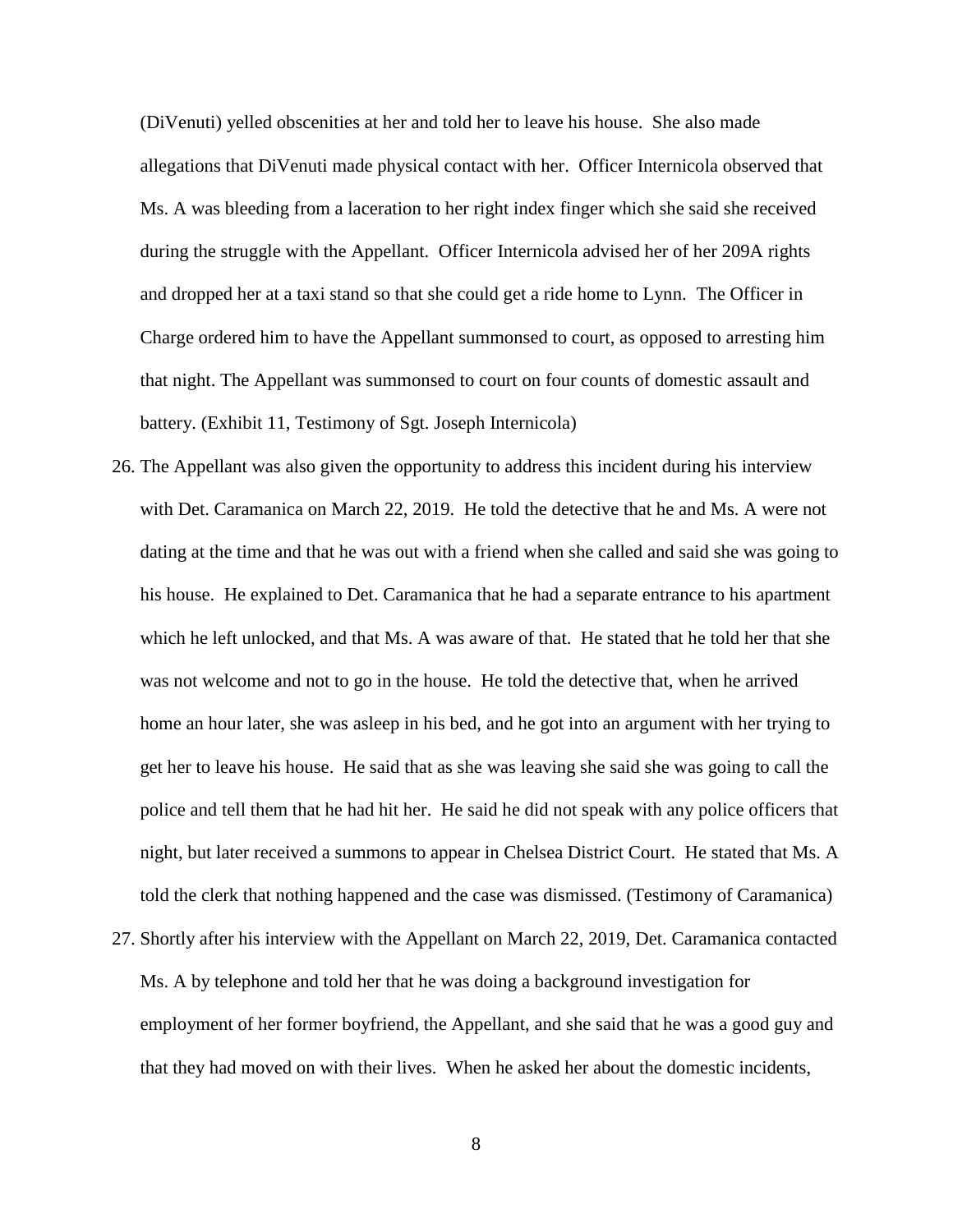(DiVenuti) yelled obscenities at her and told her to leave his house. She also made allegations that DiVenuti made physical contact with her. Officer Internicola observed that Ms. A was bleeding from a laceration to her right index finger which she said she received during the struggle with the Appellant. Officer Internicola advised her of her 209A rights and dropped her at a taxi stand so that she could get a ride home to Lynn. The Officer in Charge ordered him to have the Appellant summonsed to court, as opposed to arresting him that night. The Appellant was summonsed to court on four counts of domestic assault and battery. (Exhibit 11, Testimony of Sgt. Joseph Internicola)

26. The Appellant was also given the opportunity to address this incident during his interview with Det. Caramanica on March 22, 2019. He told the detective that he and Ms. A were not dating at the time and that he was out with a friend when she called and said she was going to his house. He explained to Det. Caramanica that he had a separate entrance to his apartment which he left unlocked, and that Ms. A was aware of that. He stated that he told her that she was not welcome and not to go in the house. He told the detective that, when he arrived home an hour later, she was asleep in his bed, and he got into an argument with her trying to get her to leave his house. He said that as she was leaving she said she was going to call the police and tell them that he had hit her. He said he did not speak with any police officers that night, but later received a summons to appear in Chelsea District Court. He stated that Ms. A told the clerk that nothing happened and the case was dismissed. (Testimony of Caramanica)

27. Shortly after his interview with the Appellant on March 22, 2019, Det. Caramanica contacted Ms. A by telephone and told her that he was doing a background investigation for employment of her former boyfriend, the Appellant, and she said that he was a good guy and that they had moved on with their lives. When he asked her about the domestic incidents,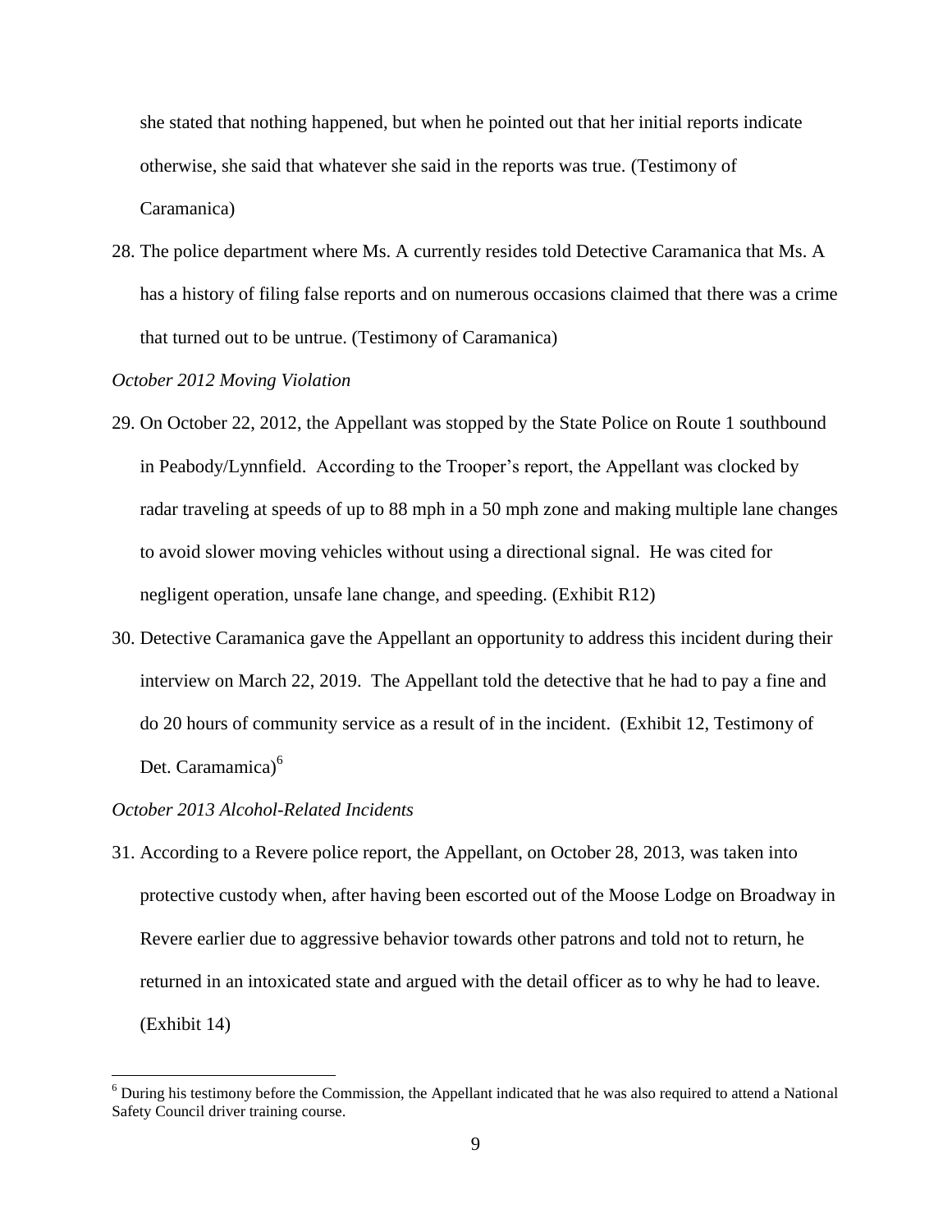she stated that nothing happened, but when he pointed out that her initial reports indicate otherwise, she said that whatever she said in the reports was true. (Testimony of Caramanica)

28. The police department where Ms. A currently resides told Detective Caramanica that Ms. A has a history of filing false reports and on numerous occasions claimed that there was a crime that turned out to be untrue. (Testimony of Caramanica)

*October 2012 Moving Violation*

29. On October 22, 2012, the Appellant was stopped by the State Police on Route 1 southbound in Peabody/Lynnfield. According to the Trooper's report, the Appellant was clocked by radar traveling at speeds of up to 88 mph in a 50 mph zone and making multiple lane changes to avoid slower moving vehicles without using a directional signal. He was cited for negligent operation, unsafe lane change, and speeding. (Exhibit R12)

30. Detective Caramanica gave the Appellant an opportunity to address this incident during their interview on March 22, 2019. The Appellant told the detective that he had to pay a fine and do 20 hours of community service as a result of in the incident. (Exhibit 12, Testimony of Det. Caramamica)[6]

*October 2013 Alcohol-Related Incidents*

31. According to a Revere police report, the Appellant, on October 28, 2013, was taken into protective custody when, after having been escorted out of the Moose Lodge on Broadway in Revere earlier due to aggressive behavior towards other patrons and told not to return, he returned in an intoxicated state and argued with the detail officer as to why he had to leave. (Exhibit 14)

---

[6] During his testimony before the Commission, the Appellant indicated that he was also required to attend a National Safety Council driver training course.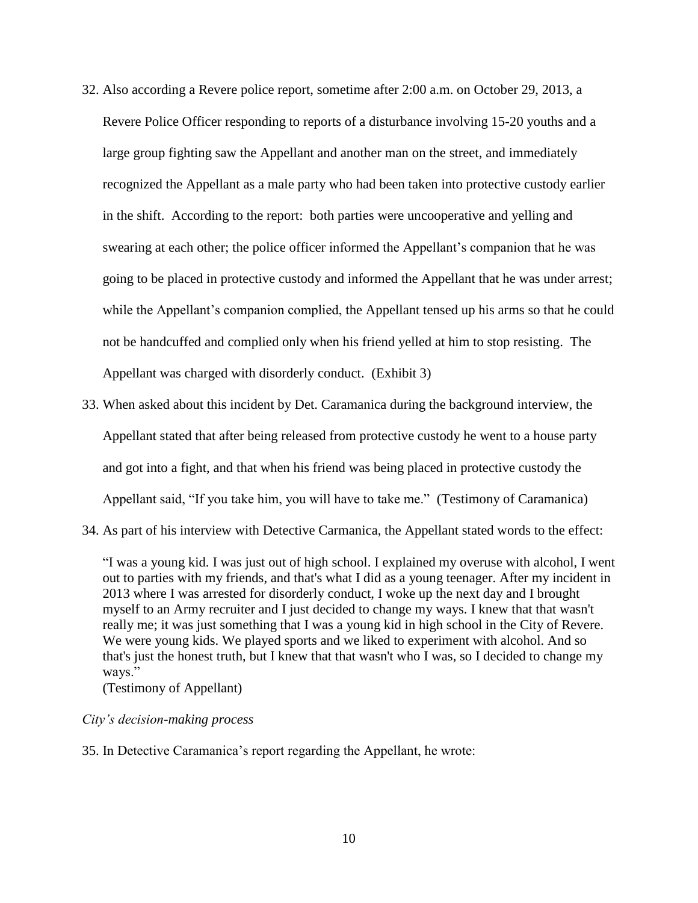32. Also according a Revere police report, sometime after 2:00 a.m. on October 29, 2013, a Revere Police Officer responding to reports of a disturbance involving 15-20 youths and a large group fighting saw the Appellant and another man on the street, and immediately recognized the Appellant as a male party who had been taken into protective custody earlier in the shift. According to the report: both parties were uncooperative and yelling and swearing at each other; the police officer informed the Appellant's companion that he was going to be placed in protective custody and informed the Appellant that he was under arrest; while the Appellant's companion complied, the Appellant tensed up his arms so that he could not be handcuffed and complied only when his friend yelled at him to stop resisting. The Appellant was charged with disorderly conduct. (Exhibit 3)

33. When asked about this incident by Det. Caramanica during the background interview, the Appellant stated that after being released from protective custody he went to a house party and got into a fight, and that when his friend was being placed in protective custody the Appellant said, "If you take him, you will have to take me." (Testimony of Caramanica)

34. As part of his interview with Detective Carmanica, the Appellant stated words to the effect:

    "I was a young kid. I was just out of high school. I explained my overuse with alcohol, I went out to parties with my friends, and that's what I did as a young teenager. After my incident in 2013 where I was arrested for disorderly conduct, I woke up the next day and I brought myself to an Army recruiter and I just decided to change my ways. I knew that that wasn't really me; it was just something that I was a young kid in high school in the City of Revere. We were young kids. We played sports and we liked to experiment with alcohol. And so that's just the honest truth, but I knew that that wasn't who I was, so I decided to change my ways."
    (Testimony of Appellant)

*City's decision-making process*

35. In Detective Caramanica's report regarding the Appellant, he wrote: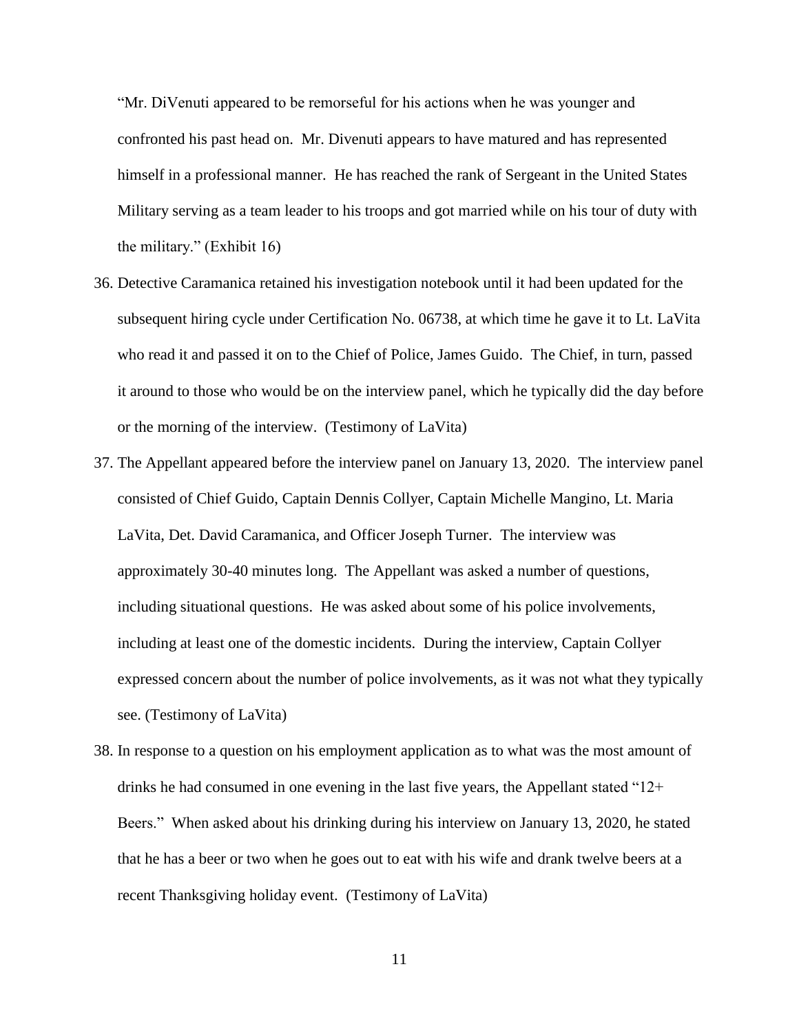"Mr. DiVenuti appeared to be remorseful for his actions when he was younger and confronted his past head on. Mr. Divenuti appears to have matured and has represented himself in a professional manner. He has reached the rank of Sergeant in the United States Military serving as a team leader to his troops and got married while on his tour of duty with the military." (Exhibit 16)

36. Detective Caramanica retained his investigation notebook until it had been updated for the subsequent hiring cycle under Certification No. 06738, at which time he gave it to Lt. LaVita who read it and passed it on to the Chief of Police, James Guido. The Chief, in turn, passed it around to those who would be on the interview panel, which he typically did the day before or the morning of the interview. (Testimony of LaVita)
37. The Appellant appeared before the interview panel on January 13, 2020. The interview panel consisted of Chief Guido, Captain Dennis Collyer, Captain Michelle Mangino, Lt. Maria LaVita, Det. David Caramanica, and Officer Joseph Turner. The interview was approximately 30-40 minutes long. The Appellant was asked a number of questions, including situational questions. He was asked about some of his police involvements, including at least one of the domestic incidents. During the interview, Captain Collyer expressed concern about the number of police involvements, as it was not what they typically see. (Testimony of LaVita)
38. In response to a question on his employment application as to what was the most amount of drinks he had consumed in one evening in the last five years, the Appellant stated "12+ Beers." When asked about his drinking during his interview on January 13, 2020, he stated that he has a beer or two when he goes out to eat with his wife and drank twelve beers at a recent Thanksgiving holiday event. (Testimony of LaVita)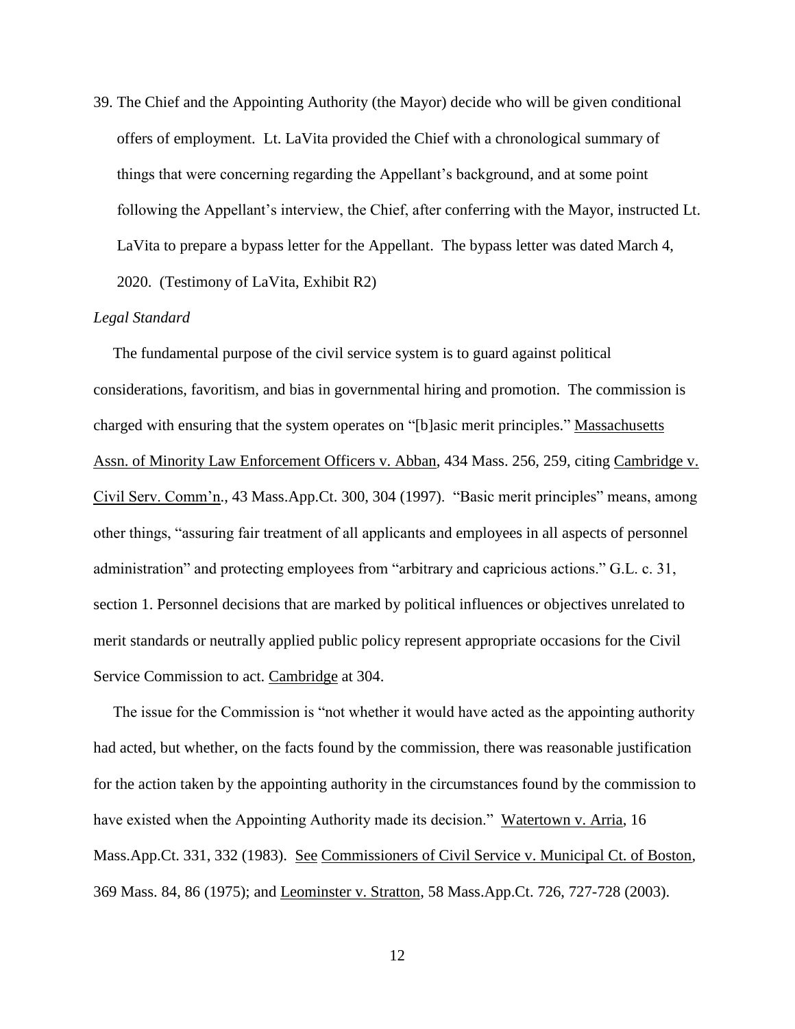39. The Chief and the Appointing Authority (the Mayor) decide who will be given conditional offers of employment. Lt. LaVita provided the Chief with a chronological summary of things that were concerning regarding the Appellant's background, and at some point following the Appellant's interview, the Chief, after conferring with the Mayor, instructed Lt. LaVita to prepare a bypass letter for the Appellant. The bypass letter was dated March 4, 2020. (Testimony of LaVita, Exhibit R2)

*Legal Standard*

The fundamental purpose of the civil service system is to guard against political considerations, favoritism, and bias in governmental hiring and promotion. The commission is charged with ensuring that the system operates on "[b]asic merit principles." Massachusetts Assn. of Minority Law Enforcement Officers v. Abban, 434 Mass. 256, 259, citing Cambridge v. Civil Serv. Comm'n., 43 Mass.App.Ct. 300, 304 (1997). "Basic merit principles" means, among other things, "assuring fair treatment of all applicants and employees in all aspects of personnel administration" and protecting employees from "arbitrary and capricious actions." G.L. c. 31, section 1. Personnel decisions that are marked by political influences or objectives unrelated to merit standards or neutrally applied public policy represent appropriate occasions for the Civil Service Commission to act. Cambridge at 304.

The issue for the Commission is "not whether it would have acted as the appointing authority had acted, but whether, on the facts found by the commission, there was reasonable justification for the action taken by the appointing authority in the circumstances found by the commission to have existed when the Appointing Authority made its decision." Watertown v. Arria, 16 Mass.App.Ct. 331, 332 (1983). See Commissioners of Civil Service v. Municipal Ct. of Boston, 369 Mass. 84, 86 (1975); and Leominster v. Stratton, 58 Mass.App.Ct. 726, 727-728 (2003).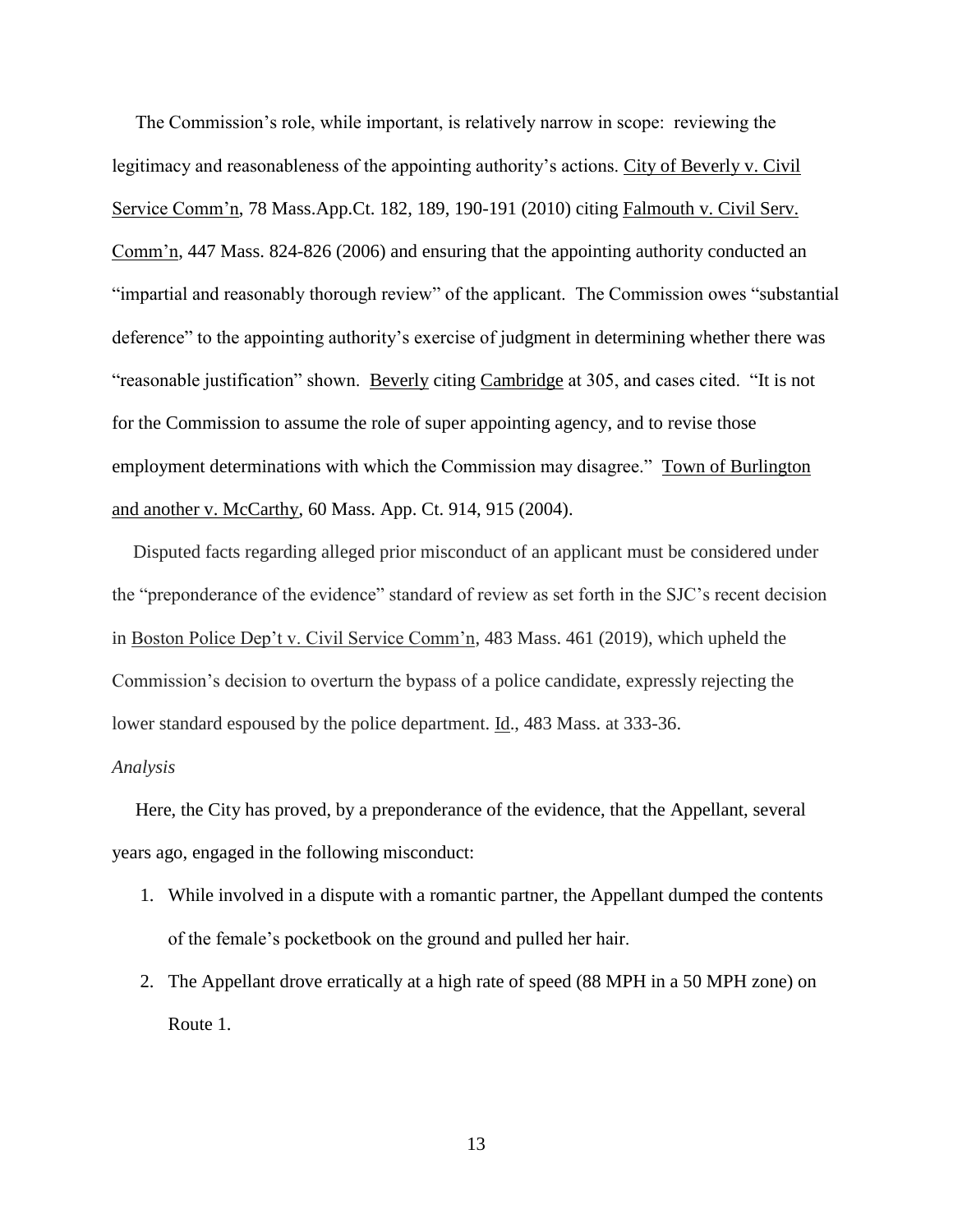The Commission's role, while important, is relatively narrow in scope: reviewing the legitimacy and reasonableness of the appointing authority's actions. City of Beverly v. Civil Service Comm'n, 78 Mass.App.Ct. 182, 189, 190-191 (2010) citing Falmouth v. Civil Serv. Comm'n, 447 Mass. 824-826 (2006) and ensuring that the appointing authority conducted an "impartial and reasonably thorough review" of the applicant. The Commission owes "substantial deference" to the appointing authority's exercise of judgment in determining whether there was "reasonable justification" shown. Beverly citing Cambridge at 305, and cases cited. "It is not for the Commission to assume the role of super appointing agency, and to revise those employment determinations with which the Commission may disagree." Town of Burlington and another v. McCarthy, 60 Mass. App. Ct. 914, 915 (2004).

Disputed facts regarding alleged prior misconduct of an applicant must be considered under the "preponderance of the evidence" standard of review as set forth in the SJC's recent decision in Boston Police Dep't v. Civil Service Comm'n, 483 Mass. 461 (2019), which upheld the Commission's decision to overturn the bypass of a police candidate, expressly rejecting the lower standard espoused by the police department. Id., 483 Mass. at 333-36.

*Analysis*

Here, the City has proved, by a preponderance of the evidence, that the Appellant, several years ago, engaged in the following misconduct:

1. While involved in a dispute with a romantic partner, the Appellant dumped the contents of the female's pocketbook on the ground and pulled her hair.
2. The Appellant drove erratically at a high rate of speed (88 MPH in a 50 MPH zone) on Route 1.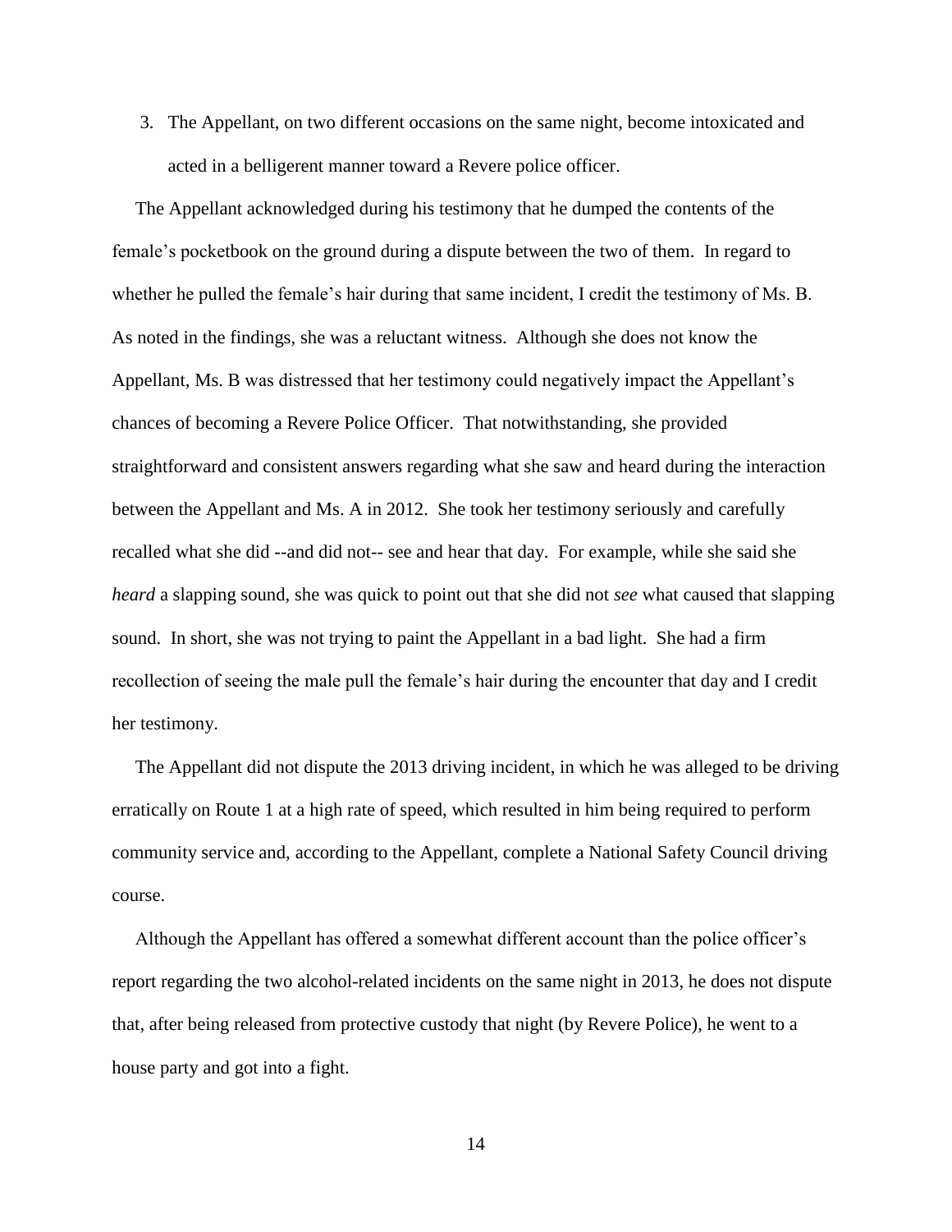3. The Appellant, on two different occasions on the same night, become intoxicated and acted in a belligerent manner toward a Revere police officer.

The Appellant acknowledged during his testimony that he dumped the contents of the female's pocketbook on the ground during a dispute between the two of them. In regard to whether he pulled the female's hair during that same incident, I credit the testimony of Ms. B. As noted in the findings, she was a reluctant witness. Although she does not know the Appellant, Ms. B was distressed that her testimony could negatively impact the Appellant's chances of becoming a Revere Police Officer. That notwithstanding, she provided straightforward and consistent answers regarding what she saw and heard during the interaction between the Appellant and Ms. A in 2012. She took her testimony seriously and carefully recalled what she did --and did not-- see and hear that day. For example, while she said she *heard* a slapping sound, she was quick to point out that she did not *see* what caused that slapping sound. In short, she was not trying to paint the Appellant in a bad light. She had a firm recollection of seeing the male pull the female's hair during the encounter that day and I credit her testimony.

The Appellant did not dispute the 2013 driving incident, in which he was alleged to be driving erratically on Route 1 at a high rate of speed, which resulted in him being required to perform community service and, according to the Appellant, complete a National Safety Council driving course.

Although the Appellant has offered a somewhat different account than the police officer's report regarding the two alcohol-related incidents on the same night in 2013, he does not dispute that, after being released from protective custody that night (by Revere Police), he went to a house party and got into a fight.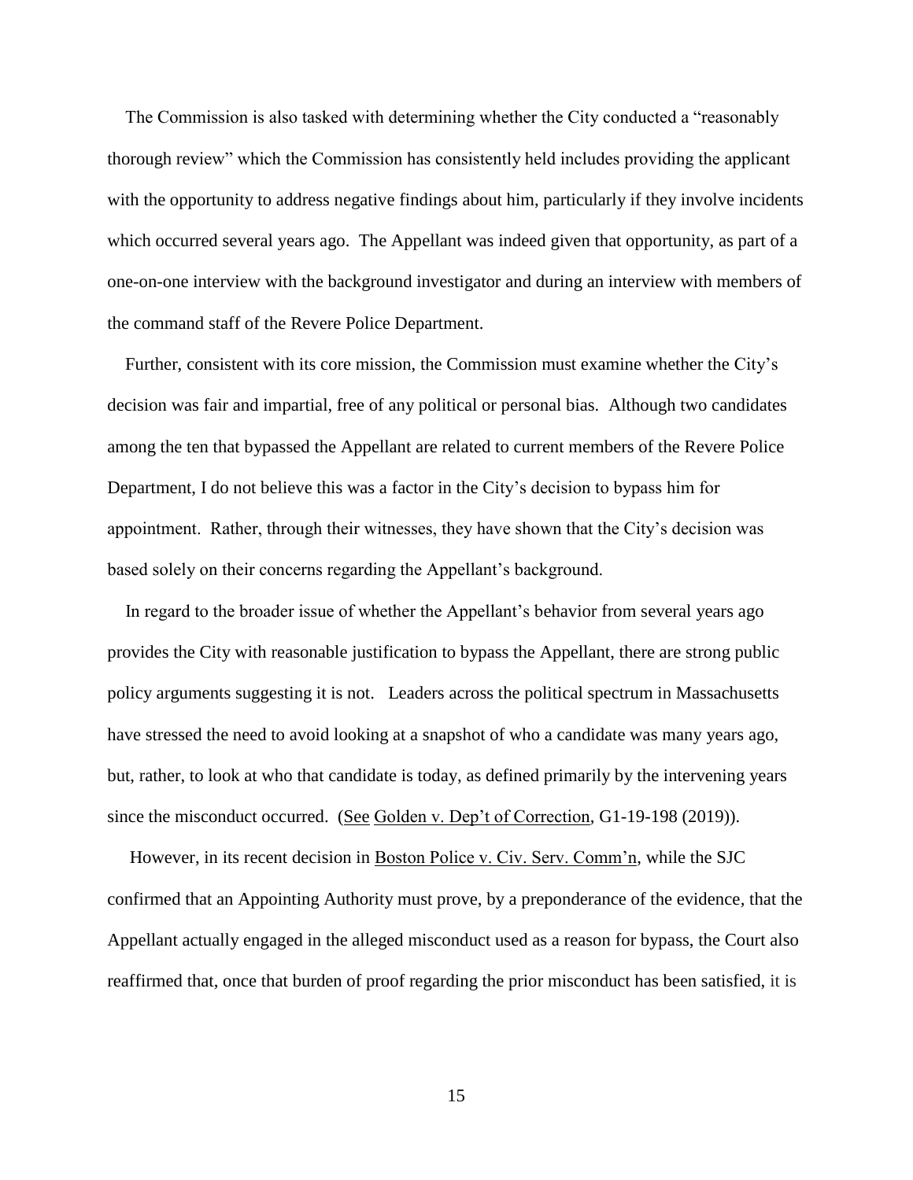The Commission is also tasked with determining whether the City conducted a "reasonably thorough review" which the Commission has consistently held includes providing the applicant with the opportunity to address negative findings about him, particularly if they involve incidents which occurred several years ago. The Appellant was indeed given that opportunity, as part of a one-on-one interview with the background investigator and during an interview with members of the command staff of the Revere Police Department.

Further, consistent with its core mission, the Commission must examine whether the City's decision was fair and impartial, free of any political or personal bias. Although two candidates among the ten that bypassed the Appellant are related to current members of the Revere Police Department, I do not believe this was a factor in the City's decision to bypass him for appointment. Rather, through their witnesses, they have shown that the City's decision was based solely on their concerns regarding the Appellant's background.

In regard to the broader issue of whether the Appellant's behavior from several years ago provides the City with reasonable justification to bypass the Appellant, there are strong public policy arguments suggesting it is not. Leaders across the political spectrum in Massachusetts have stressed the need to avoid looking at a snapshot of who a candidate was many years ago, but, rather, to look at who that candidate is today, as defined primarily by the intervening years since the misconduct occurred. (See Golden v. Dep't of Correction, G1-19-198 (2019)).

However, in its recent decision in Boston Police v. Civ. Serv. Comm'n, while the SJC confirmed that an Appointing Authority must prove, by a preponderance of the evidence, that the Appellant actually engaged in the alleged misconduct used as a reason for bypass, the Court also reaffirmed that, once that burden of proof regarding the prior misconduct has been satisfied, it is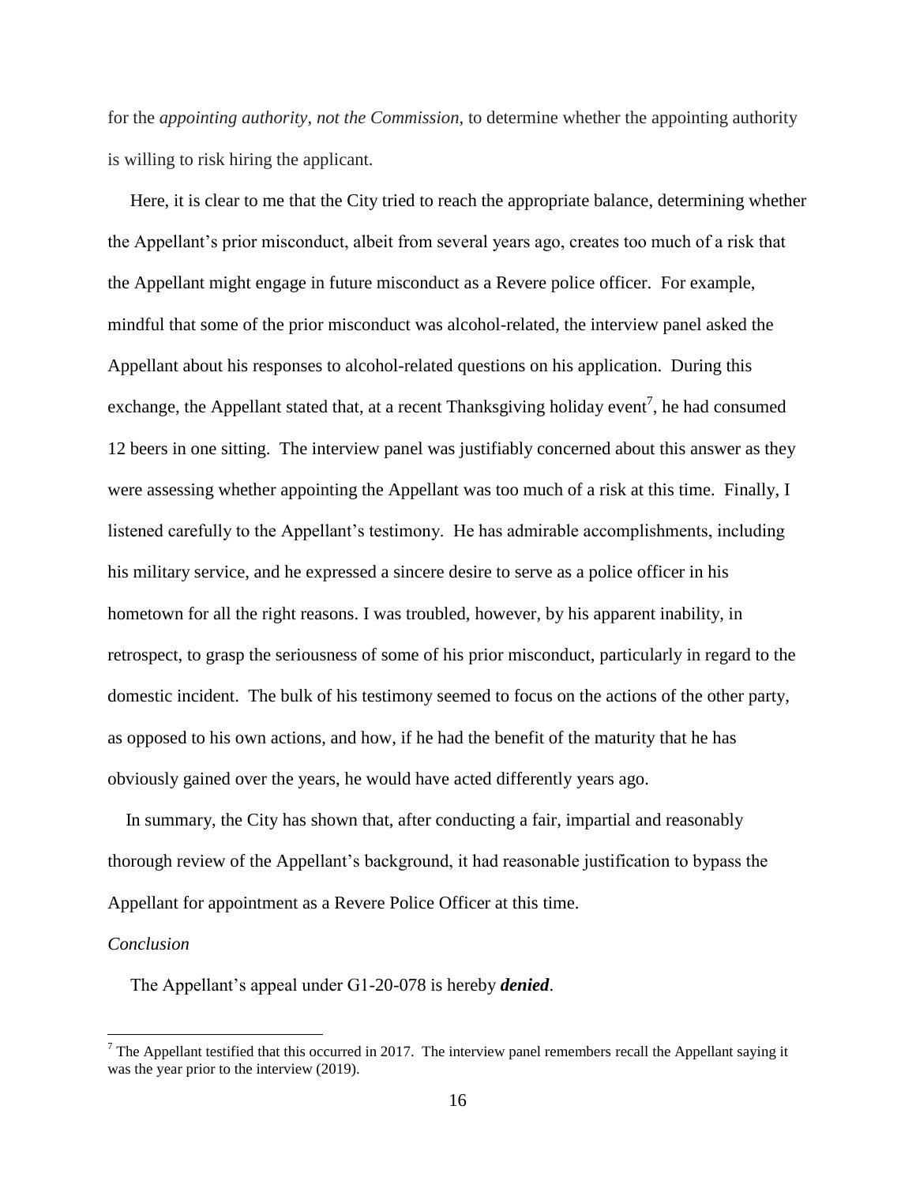for the *appointing authority*, *not the Commission*, to determine whether the appointing authority is willing to risk hiring the applicant.

Here, it is clear to me that the City tried to reach the appropriate balance, determining whether the Appellant's prior misconduct, albeit from several years ago, creates too much of a risk that the Appellant might engage in future misconduct as a Revere police officer. For example, mindful that some of the prior misconduct was alcohol-related, the interview panel asked the Appellant about his responses to alcohol-related questions on his application. During this exchange, the Appellant stated that, at a recent Thanksgiving holiday event[7], he had consumed 12 beers in one sitting. The interview panel was justifiably concerned about this answer as they were assessing whether appointing the Appellant was too much of a risk at this time. Finally, I listened carefully to the Appellant's testimony. He has admirable accomplishments, including his military service, and he expressed a sincere desire to serve as a police officer in his hometown for all the right reasons. I was troubled, however, by his apparent inability, in retrospect, to grasp the seriousness of some of his prior misconduct, particularly in regard to the domestic incident. The bulk of his testimony seemed to focus on the actions of the other party, as opposed to his own actions, and how, if he had the benefit of the maturity that he has obviously gained over the years, he would have acted differently years ago.

In summary, the City has shown that, after conducting a fair, impartial and reasonably thorough review of the Appellant's background, it had reasonable justification to bypass the Appellant for appointment as a Revere Police Officer at this time.

*Conclusion*

The Appellant's appeal under G1-20-078 is hereby ***denied***.

---

[7] The Appellant testified that this occurred in 2017. The interview panel remembers recall the Appellant saying it was the year prior to the interview (2019).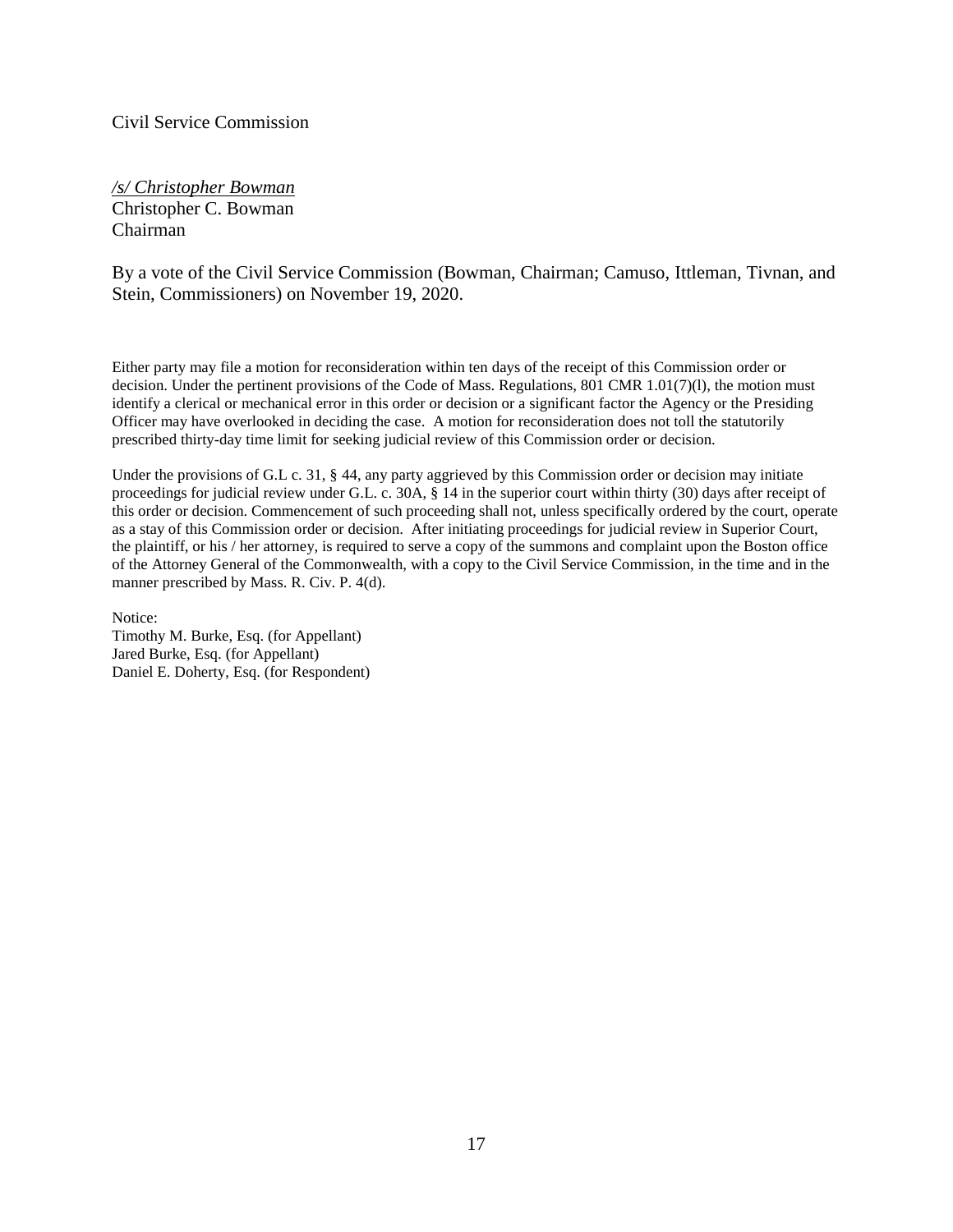Civil Service Commission

*<u>/s/ Christopher Bowman</u>*
Christopher C. Bowman
Chairman

By a vote of the Civil Service Commission (Bowman, Chairman; Camuso, Ittleman, Tivnan, and Stein, Commissioners) on November 19, 2020.

Either party may file a motion for reconsideration within ten days of the receipt of this Commission order or decision. Under the pertinent provisions of the Code of Mass. Regulations, 801 CMR 1.01(7)(l), the motion must identify a clerical or mechanical error in this order or decision or a significant factor the Agency or the Presiding Officer may have overlooked in deciding the case. A motion for reconsideration does not toll the statutorily prescribed thirty-day time limit for seeking judicial review of this Commission order or decision.

Under the provisions of G.L c. 31, § 44, any party aggrieved by this Commission order or decision may initiate proceedings for judicial review under G.L. c. 30A, § 14 in the superior court within thirty (30) days after receipt of this order or decision. Commencement of such proceeding shall not, unless specifically ordered by the court, operate as a stay of this Commission order or decision. After initiating proceedings for judicial review in Superior Court, the plaintiff, or his / her attorney, is required to serve a copy of the summons and complaint upon the Boston office of the Attorney General of the Commonwealth, with a copy to the Civil Service Commission, in the time and in the manner prescribed by Mass. R. Civ. P. 4(d).

Notice:
Timothy M. Burke, Esq. (for Appellant)
Jared Burke, Esq. (for Appellant)
Daniel E. Doherty, Esq. (for Respondent)